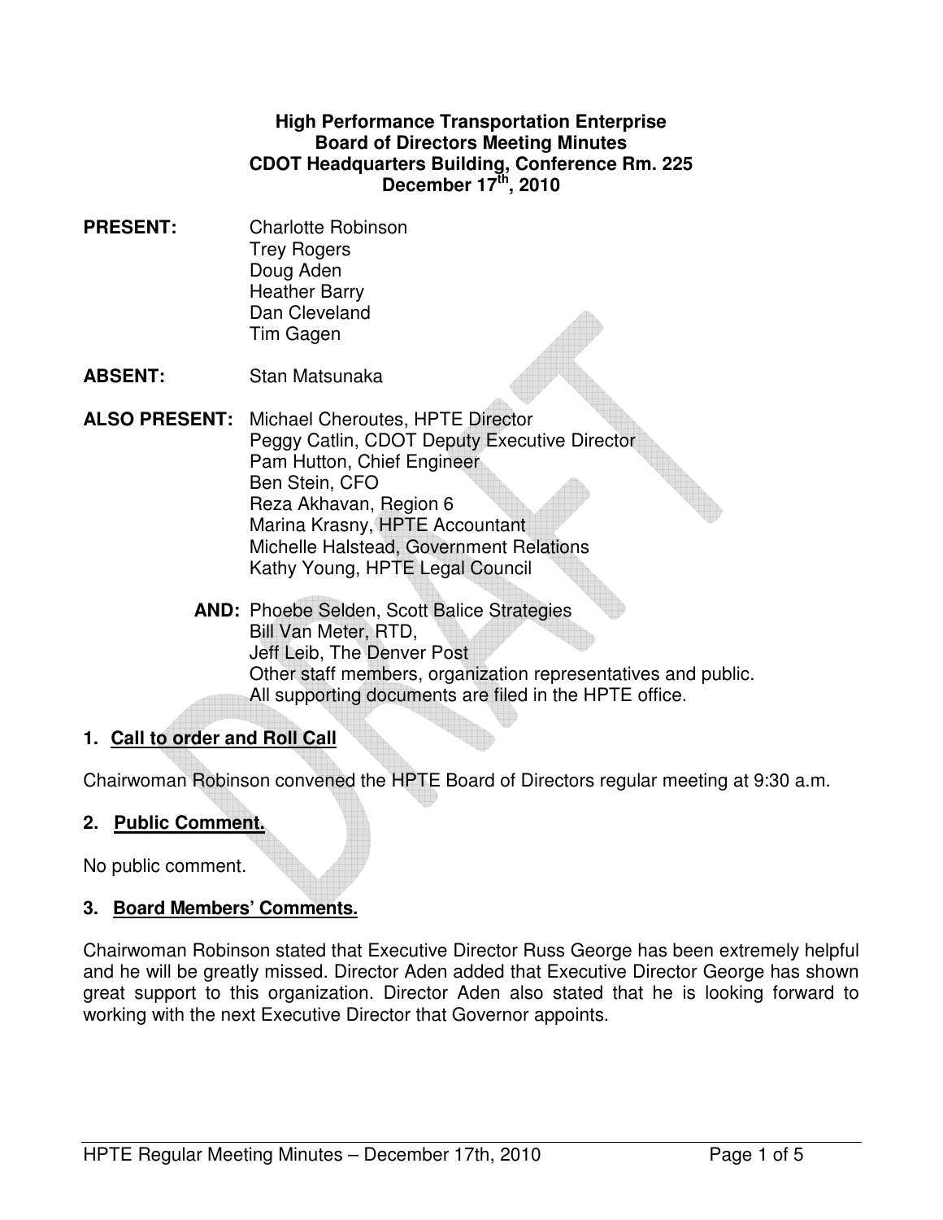**High Performance Transportation Enterprise**
**Board of Directors Meeting Minutes**
**CDOT Headquarters Building, Conference Rm. 225**
**December 17th, 2010**

**PRESENT:** Charlotte Robinson
Trey Rogers
Doug Aden
Heather Barry
Dan Cleveland
Tim Gagen

**ABSENT:** Stan Matsunaka

**ALSO PRESENT:** Michael Cheroutes, HPTE Director
Peggy Catlin, CDOT Deputy Executive Director
Pam Hutton, Chief Engineer
Ben Stein, CFO
Reza Akhavan, Region 6
Marina Krasny, HPTE Accountant
Michelle Halstead, Government Relations
Kathy Young, HPTE Legal Council

**AND:** Phoebe Selden, Scott Balice Strategies
Bill Van Meter, RTD,
Jeff Leib, The Denver Post
Other staff members, organization representatives and public.
All supporting documents are filed in the HPTE office.

## 1. Call to order and Roll Call

Chairwoman Robinson convened the HPTE Board of Directors regular meeting at 9:30 a.m.

## 2. Public Comment.

No public comment.

## 3. Board Members' Comments.

Chairwoman Robinson stated that Executive Director Russ George has been extremely helpful and he will be greatly missed. Director Aden added that Executive Director George has shown great support to this organization. Director Aden also stated that he is looking forward to working with the next Executive Director that Governor appoints.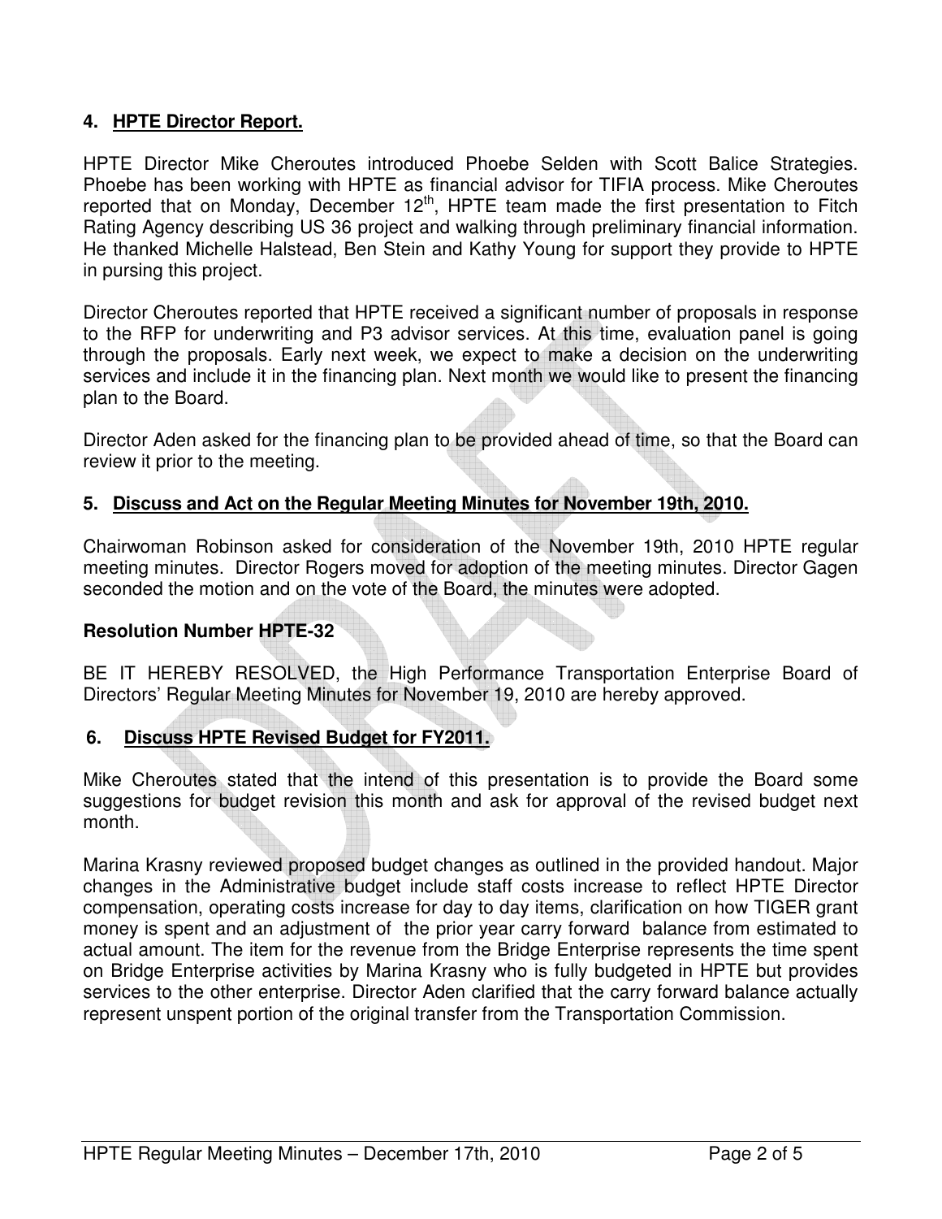## 4. HPTE Director Report.

HPTE Director Mike Cheroutes introduced Phoebe Selden with Scott Balice Strategies. Phoebe has been working with HPTE as financial advisor for TIFIA process. Mike Cheroutes reported that on Monday, December 12th, HPTE team made the first presentation to Fitch Rating Agency describing US 36 project and walking through preliminary financial information. He thanked Michelle Halstead, Ben Stein and Kathy Young for support they provide to HPTE in pursing this project.

Director Cheroutes reported that HPTE received a significant number of proposals in response to the RFP for underwriting and P3 advisor services. At this time, evaluation panel is going through the proposals. Early next week, we expect to make a decision on the underwriting services and include it in the financing plan. Next month we would like to present the financing plan to the Board.

Director Aden asked for the financing plan to be provided ahead of time, so that the Board can review it prior to the meeting.

## 5. Discuss and Act on the Regular Meeting Minutes for November 19th, 2010.

Chairwoman Robinson asked for consideration of the November 19th, 2010 HPTE regular meeting minutes. Director Rogers moved for adoption of the meeting minutes. Director Gagen seconded the motion and on the vote of the Board, the minutes were adopted.

**Resolution Number HPTE-32**

BE IT HEREBY RESOLVED, the High Performance Transportation Enterprise Board of Directors' Regular Meeting Minutes for November 19, 2010 are hereby approved.

## 6. Discuss HPTE Revised Budget for FY2011.

Mike Cheroutes stated that the intend of this presentation is to provide the Board some suggestions for budget revision this month and ask for approval of the revised budget next month.

Marina Krasny reviewed proposed budget changes as outlined in the provided handout. Major changes in the Administrative budget include staff costs increase to reflect HPTE Director compensation, operating costs increase for day to day items, clarification on how TIGER grant money is spent and an adjustment of the prior year carry forward balance from estimated to actual amount. The item for the revenue from the Bridge Enterprise represents the time spent on Bridge Enterprise activities by Marina Krasny who is fully budgeted in HPTE but provides services to the other enterprise. Director Aden clarified that the carry forward balance actually represent unspent portion of the original transfer from the Transportation Commission.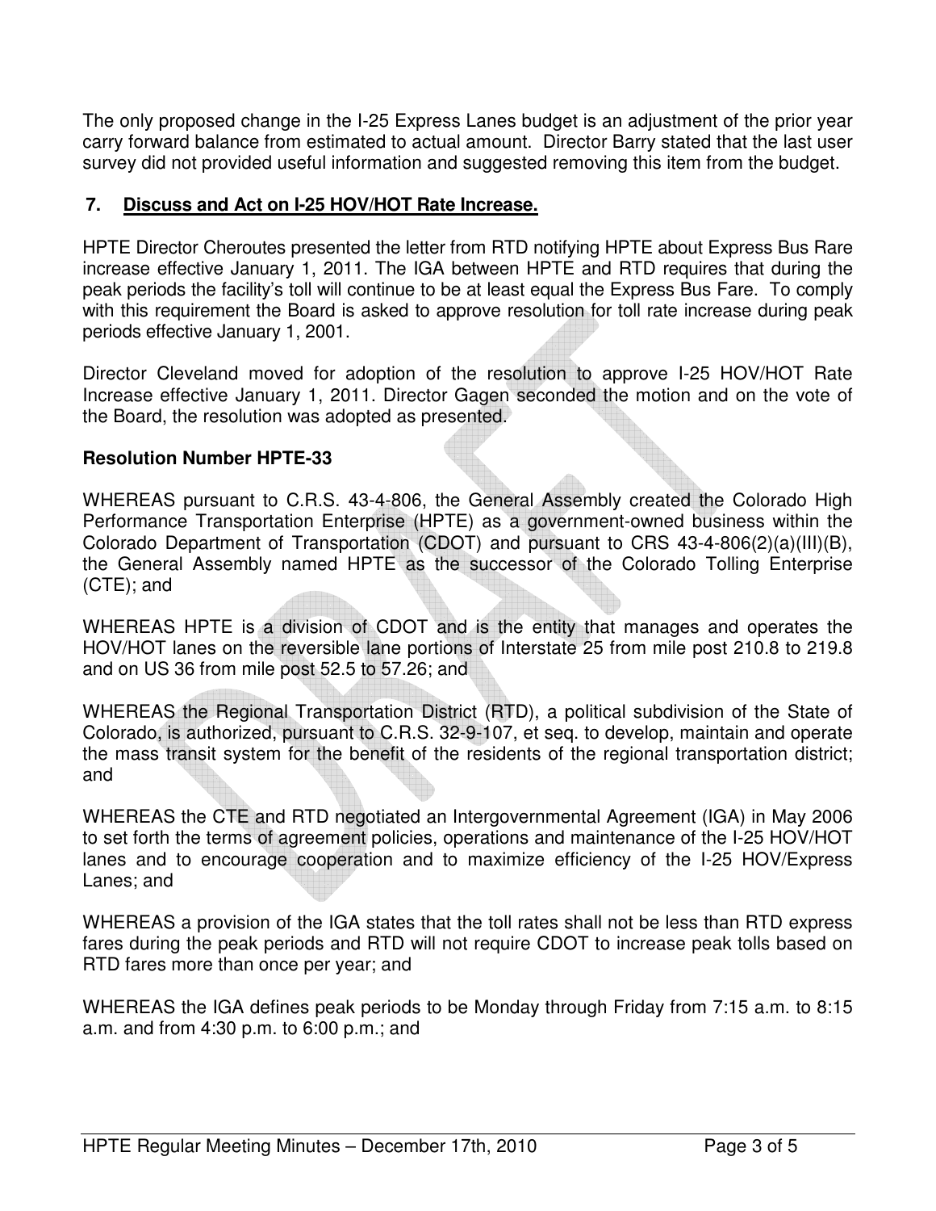The only proposed change in the I-25 Express Lanes budget is an adjustment of the prior year carry forward balance from estimated to actual amount. Director Barry stated that the last user survey did not provided useful information and suggested removing this item from the budget.

**7. Discuss and Act on I-25 HOV/HOT Rate Increase.**

HPTE Director Cheroutes presented the letter from RTD notifying HPTE about Express Bus Rare increase effective January 1, 2011. The IGA between HPTE and RTD requires that during the peak periods the facility's toll will continue to be at least equal the Express Bus Fare. To comply with this requirement the Board is asked to approve resolution for toll rate increase during peak periods effective January 1, 2001.

Director Cleveland moved for adoption of the resolution to approve I-25 HOV/HOT Rate Increase effective January 1, 2011. Director Gagen seconded the motion and on the vote of the Board, the resolution was adopted as presented.

**Resolution Number HPTE-33**

WHEREAS pursuant to C.R.S. 43-4-806, the General Assembly created the Colorado High Performance Transportation Enterprise (HPTE) as a government-owned business within the Colorado Department of Transportation (CDOT) and pursuant to CRS 43-4-806(2)(a)(III)(B), the General Assembly named HPTE as the successor of the Colorado Tolling Enterprise (CTE); and

WHEREAS HPTE is a division of CDOT and is the entity that manages and operates the HOV/HOT lanes on the reversible lane portions of Interstate 25 from mile post 210.8 to 219.8 and on US 36 from mile post 52.5 to 57.26; and

WHEREAS the Regional Transportation District (RTD), a political subdivision of the State of Colorado, is authorized, pursuant to C.R.S. 32-9-107, et seq. to develop, maintain and operate the mass transit system for the benefit of the residents of the regional transportation district; and

WHEREAS the CTE and RTD negotiated an Intergovernmental Agreement (IGA) in May 2006 to set forth the terms of agreement policies, operations and maintenance of the I-25 HOV/HOT lanes and to encourage cooperation and to maximize efficiency of the I-25 HOV/Express Lanes; and

WHEREAS a provision of the IGA states that the toll rates shall not be less than RTD express fares during the peak periods and RTD will not require CDOT to increase peak tolls based on RTD fares more than once per year; and

WHEREAS the IGA defines peak periods to be Monday through Friday from 7:15 a.m. to 8:15 a.m. and from 4:30 p.m. to 6:00 p.m.; and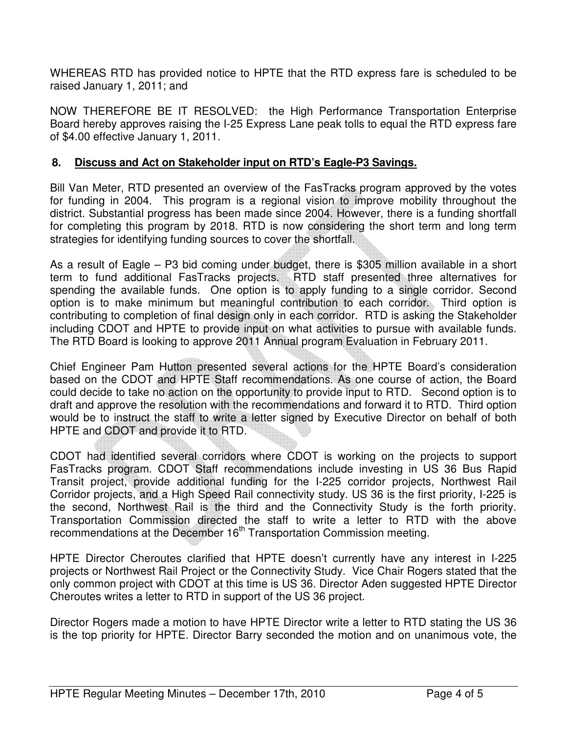WHEREAS RTD has provided notice to HPTE that the RTD express fare is scheduled to be raised January 1, 2011; and

NOW THEREFORE BE IT RESOLVED: the High Performance Transportation Enterprise Board hereby approves raising the I-25 Express Lane peak tolls to equal the RTD express fare of $4.00 effective January 1, 2011.

## 8. Discuss and Act on Stakeholder input on RTD's Eagle-P3 Savings.

Bill Van Meter, RTD presented an overview of the FasTracks program approved by the votes for funding in 2004. This program is a regional vision to improve mobility throughout the district. Substantial progress has been made since 2004. However, there is a funding shortfall for completing this program by 2018. RTD is now considering the short term and long term strategies for identifying funding sources to cover the shortfall.

As a result of Eagle – P3 bid coming under budget, there is $305 million available in a short term to fund additional FasTracks projects. RTD staff presented three alternatives for spending the available funds. One option is to apply funding to a single corridor. Second option is to make minimum but meaningful contribution to each corridor. Third option is contributing to completion of final design only in each corridor. RTD is asking the Stakeholder including CDOT and HPTE to provide input on what activities to pursue with available funds. The RTD Board is looking to approve 2011 Annual program Evaluation in February 2011.

Chief Engineer Pam Hutton presented several actions for the HPTE Board's consideration based on the CDOT and HPTE Staff recommendations. As one course of action, the Board could decide to take no action on the opportunity to provide input to RTD. Second option is to draft and approve the resolution with the recommendations and forward it to RTD. Third option would be to instruct the staff to write a letter signed by Executive Director on behalf of both HPTE and CDOT and provide it to RTD.

CDOT had identified several corridors where CDOT is working on the projects to support FasTracks program. CDOT Staff recommendations include investing in US 36 Bus Rapid Transit project, provide additional funding for the I-225 corridor projects, Northwest Rail Corridor projects, and a High Speed Rail connectivity study. US 36 is the first priority, I-225 is the second, Northwest Rail is the third and the Connectivity Study is the forth priority. Transportation Commission directed the staff to write a letter to RTD with the above recommendations at the December 16th Transportation Commission meeting.

HPTE Director Cheroutes clarified that HPTE doesn't currently have any interest in I-225 projects or Northwest Rail Project or the Connectivity Study. Vice Chair Rogers stated that the only common project with CDOT at this time is US 36. Director Aden suggested HPTE Director Cheroutes writes a letter to RTD in support of the US 36 project.

Director Rogers made a motion to have HPTE Director write a letter to RTD stating the US 36 is the top priority for HPTE. Director Barry seconded the motion and on unanimous vote, the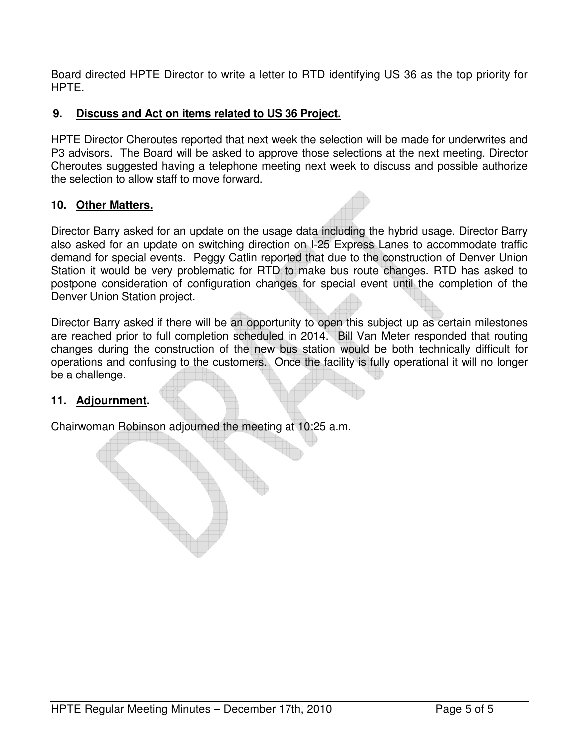Board directed HPTE Director to write a letter to RTD identifying US 36 as the top priority for HPTE.

## 9. Discuss and Act on items related to US 36 Project.

HPTE Director Cheroutes reported that next week the selection will be made for underwrites and P3 advisors. The Board will be asked to approve those selections at the next meeting. Director Cheroutes suggested having a telephone meeting next week to discuss and possible authorize the selection to allow staff to move forward.

## 10. Other Matters.

Director Barry asked for an update on the usage data including the hybrid usage. Director Barry also asked for an update on switching direction on I-25 Express Lanes to accommodate traffic demand for special events. Peggy Catlin reported that due to the construction of Denver Union Station it would be very problematic for RTD to make bus route changes. RTD has asked to postpone consideration of configuration changes for special event until the completion of the Denver Union Station project.

Director Barry asked if there will be an opportunity to open this subject up as certain milestones are reached prior to full completion scheduled in 2014. Bill Van Meter responded that routing changes during the construction of the new bus station would be both technically difficult for operations and confusing to the customers. Once the facility is fully operational it will no longer be a challenge.

## 11. Adjournment.

Chairwoman Robinson adjourned the meeting at 10:25 a.m.